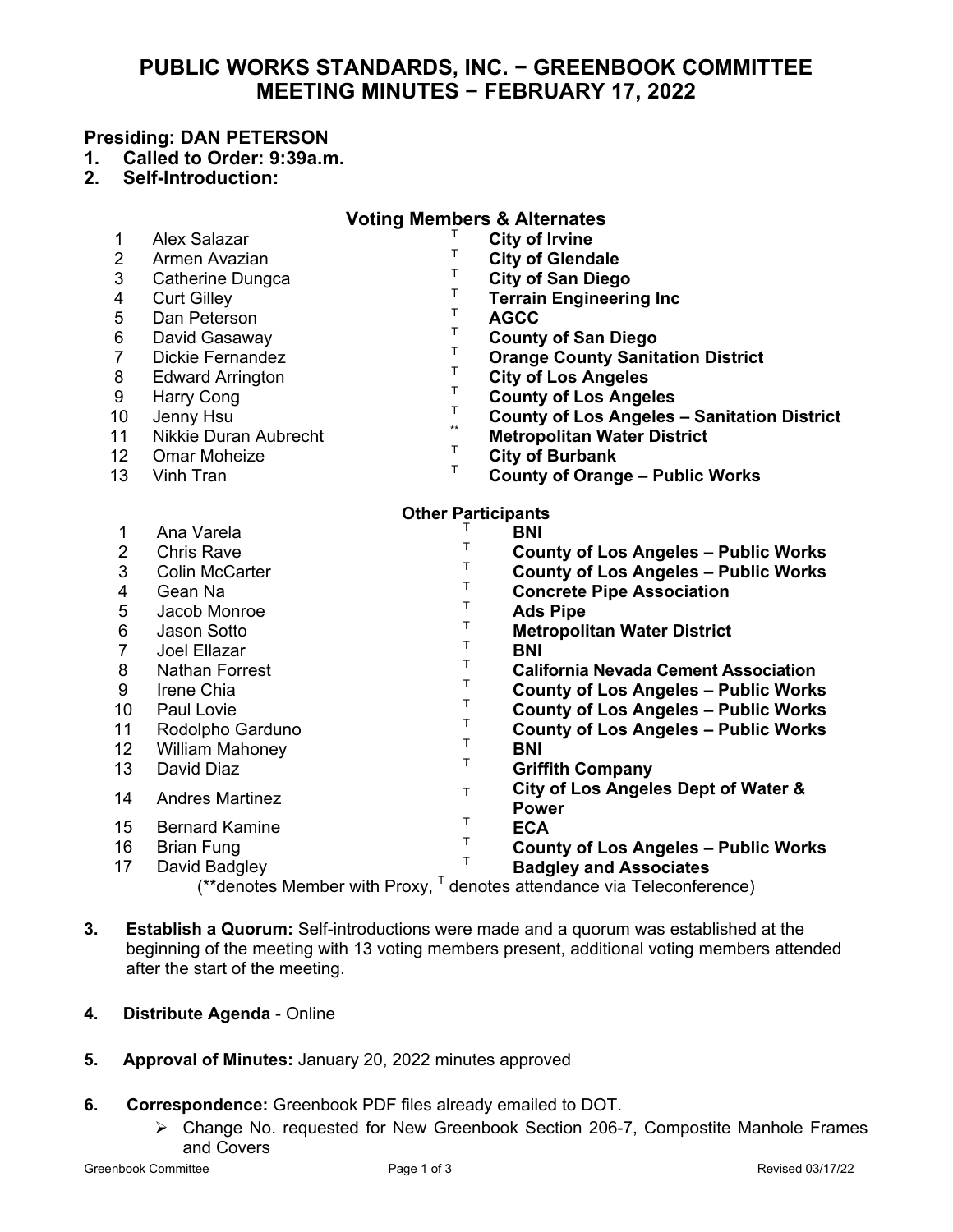# PUBLIC WORKS STANDARDS, INC. − GREENBOOK COMMITTEE MEETING MINUTES − FEBRUARY 17, 2022

**Presiding: DAN PETERSON**

1. **Called to Order: 9:39a.m.**
2. **Self-Introduction:**

**Voting Members & Alternates**

| | Name | | Organization |
|---|---|---|---|
| 1 | Alex Salazar | T | **City of Irvine** |
| 2 | Armen Avazian | T | **City of Glendale** |
| 3 | Catherine Dungca | T | **City of San Diego** |
| 4 | Curt Gilley | T | **Terrain Engineering Inc** |
| 5 | Dan Peterson | T | **AGCC** |
| 6 | David Gasaway | T | **County of San Diego** |
| 7 | Dickie Fernandez | T | **Orange County Sanitation District** |
| 8 | Edward Arrington | T | **City of Los Angeles** |
| 9 | Harry Cong | T | **County of Los Angeles** |
| 10 | Jenny Hsu | T | **County of Los Angeles – Sanitation District** |
| 11 | Nikkie Duran Aubrecht | ** | **Metropolitan Water District** |
| 12 | Omar Moheize | T | **City of Burbank** |
| 13 | Vinh Tran | T | **County of Orange – Public Works** |

**Other Participants**

| | Name | | Organization |
|---|---|---|---|
| 1 | Ana Varela | T | **BNI** |
| 2 | Chris Rave | T | **County of Los Angeles – Public Works** |
| 3 | Colin McCarter | T | **County of Los Angeles – Public Works** |
| 4 | Gean Na | T | **Concrete Pipe Association** |
| 5 | Jacob Monroe | T | **Ads Pipe** |
| 6 | Jason Sotto | T | **Metropolitan Water District** |
| 7 | Joel Ellazar | T | **BNI** |
| 8 | Nathan Forrest | T | **California Nevada Cement Association** |
| 9 | Irene Chia | T | **County of Los Angeles – Public Works** |
| 10 | Paul Lovie | T | **County of Los Angeles – Public Works** |
| 11 | Rodolpho Garduno | T | **County of Los Angeles – Public Works** |
| 12 | William Mahoney | T | **BNI** |
| 13 | David Diaz | T | **Griffith Company** |
| 14 | Andres Martinez | T | **City of Los Angeles Dept of Water & Power** |
| 15 | Bernard Kamine | T | **ECA** |
| 16 | Brian Fung | T | **County of Los Angeles – Public Works** |
| 17 | David Badgley | T | **Badgley and Associates** |

(**denotes Member with Proxy, T denotes attendance via Teleconference)

3. **Establish a Quorum:** Self-introductions were made and a quorum was established at the beginning of the meeting with 13 voting members present, additional voting members attended after the start of the meeting.

4. **Distribute Agenda** - Online

5. **Approval of Minutes:** January 20, 2022 minutes approved

6. **Correspondence:** Greenbook PDF files already emailed to DOT.
   - Change No. requested for New Greenbook Section 206-7, Compostite Manhole Frames and Covers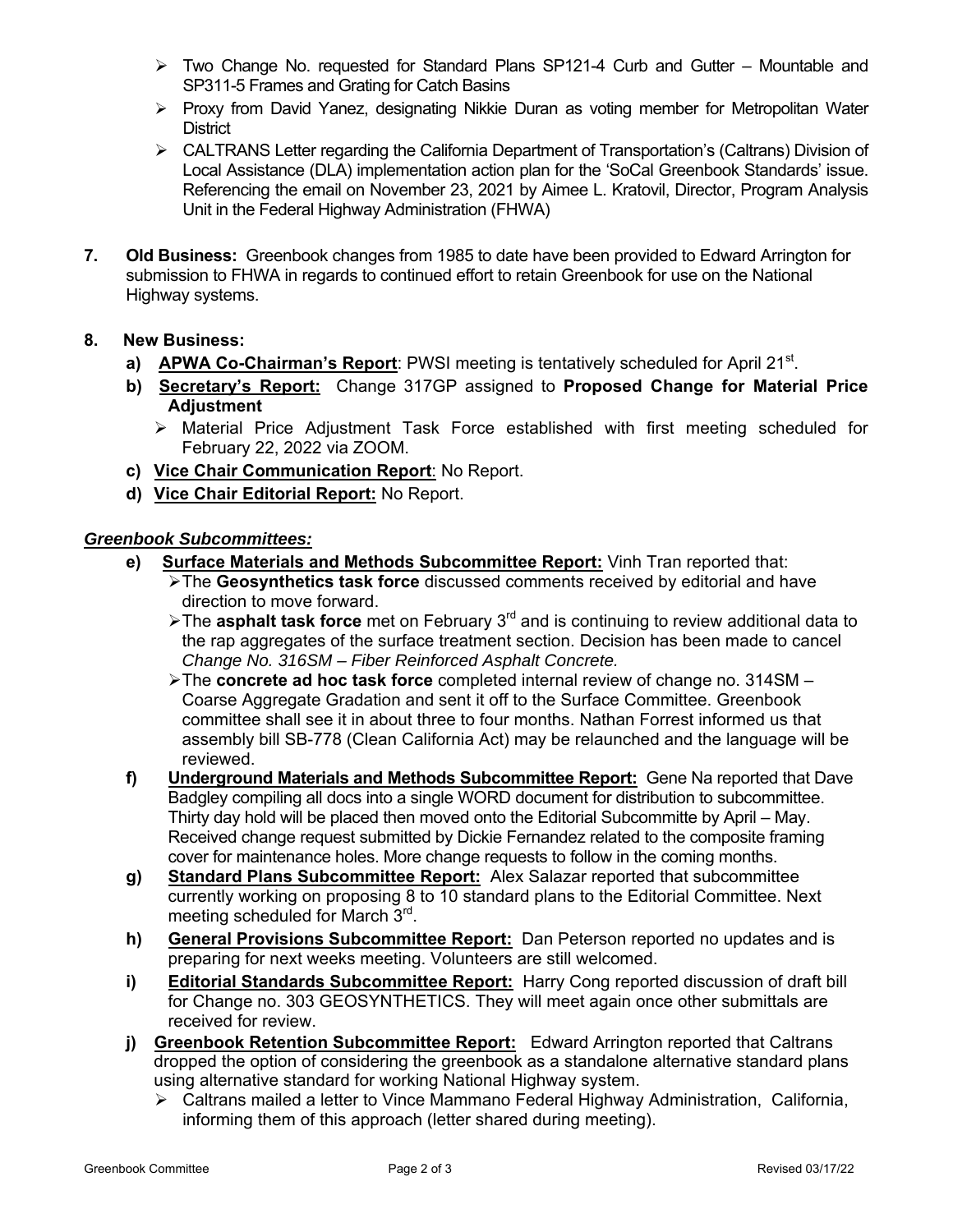- Two Change No. requested for Standard Plans SP121-4 Curb and Gutter – Mountable and SP311-5 Frames and Grating for Catch Basins
- Proxy from David Yanez, designating Nikkie Duran as voting member for Metropolitan Water District
- CALTRANS Letter regarding the California Department of Transportation's (Caltrans) Division of Local Assistance (DLA) implementation action plan for the 'SoCal Greenbook Standards' issue. Referencing the email on November 23, 2021 by Aimee L. Kratovil, Director, Program Analysis Unit in the Federal Highway Administration (FHWA)

**7. Old Business:** Greenbook changes from 1985 to date have been provided to Edward Arrington for submission to FHWA in regards to continued effort to retain Greenbook for use on the National Highway systems.

**8. New Business:**

a) **APWA Co-Chairman's Report**: PWSI meeting is tentatively scheduled for April 21st.

b) **Secretary's Report:** Change 317GP assigned to **Proposed Change for Material Price Adjustment**
   - Material Price Adjustment Task Force established with first meeting scheduled for February 22, 2022 via ZOOM.

c) **Vice Chair Communication Report**: No Report.

d) **Vice Chair Editorial Report:** No Report.

***Greenbook Subcommittees:***

e) **Surface Materials and Methods Subcommittee Report:** Vinh Tran reported that:
   - The **Geosynthetics task force** discussed comments received by editorial and have direction to move forward.
   - The **asphalt task force** met on February 3rd and is continuing to review additional data to the rap aggregates of the surface treatment section. Decision has been made to cancel *Change No. 316SM – Fiber Reinforced Asphalt Concrete.*
   - The **concrete ad hoc task force** completed internal review of change no. 314SM – Coarse Aggregate Gradation and sent it off to the Surface Committee. Greenbook committee shall see it in about three to four months. Nathan Forrest informed us that assembly bill SB-778 (Clean California Act) may be relaunched and the language will be reviewed.

f) **Underground Materials and Methods Subcommittee Report:** Gene Na reported that Dave Badgley compiling all docs into a single WORD document for distribution to subcommittee. Thirty day hold will be placed then moved onto the Editorial Subcommitte by April – May. Received change request submitted by Dickie Fernandez related to the composite framing cover for maintenance holes. More change requests to follow in the coming months.

g) **Standard Plans Subcommittee Report:** Alex Salazar reported that subcommittee currently working on proposing 8 to 10 standard plans to the Editorial Committee. Next meeting scheduled for March 3rd.

h) **General Provisions Subcommittee Report:** Dan Peterson reported no updates and is preparing for next weeks meeting. Volunteers are still welcomed.

i) **Editorial Standards Subcommittee Report:** Harry Cong reported discussion of draft bill for Change no. 303 GEOSYNTHETICS. They will meet again once other submittals are received for review.

j) **Greenbook Retention Subcommittee Report:** Edward Arrington reported that Caltrans dropped the option of considering the greenbook as a standalone alternative standard plans using alternative standard for working National Highway system.
   - Caltrans mailed a letter to Vince Mammano Federal Highway Administration, California, informing them of this approach (letter shared during meeting).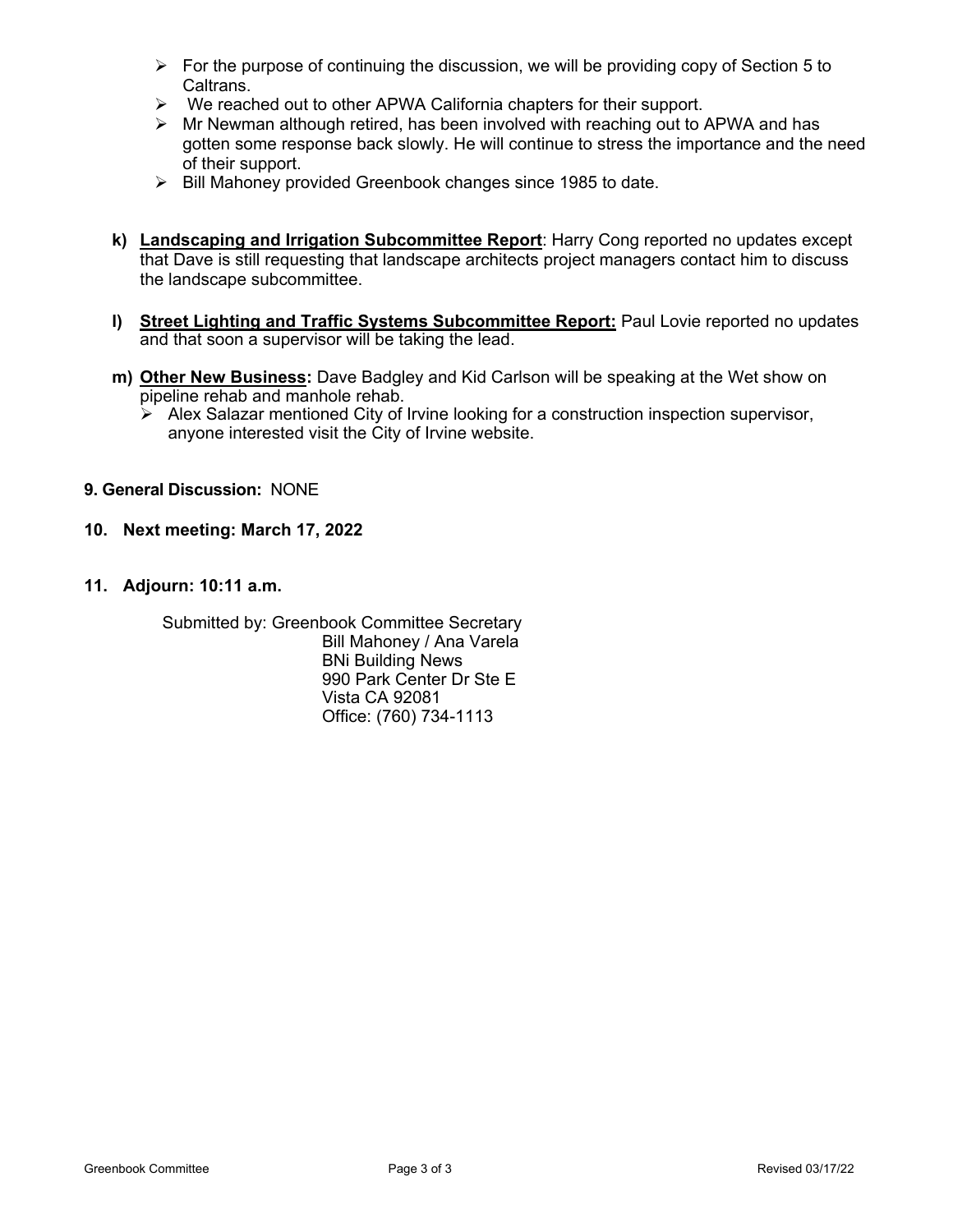- For the purpose of continuing the discussion, we will be providing copy of Section 5 to Caltrans.
- We reached out to other APWA California chapters for their support.
- Mr Newman although retired, has been involved with reaching out to APWA and has gotten some response back slowly. He will continue to stress the importance and the need of their support.
- Bill Mahoney provided Greenbook changes since 1985 to date.

**k) <u>Landscaping and Irrigation Subcommittee Report</u>**: Harry Cong reported no updates except that Dave is still requesting that landscape architects project managers contact him to discuss the landscape subcommittee.

**l) <u>Street Lighting and Traffic Systems Subcommittee Report:</u>** Paul Lovie reported no updates and that soon a supervisor will be taking the lead.

**m) <u>Other New Business</u>:** Dave Badgley and Kid Carlson will be speaking at the Wet show on pipeline rehab and manhole rehab.

- Alex Salazar mentioned City of Irvine looking for a construction inspection supervisor, anyone interested visit the City of Irvine website.

**9. General Discussion:** NONE

**10. Next meeting: March 17, 2022**

**11. Adjourn: 10:11 a.m.**

Submitted by: Greenbook Committee Secretary
Bill Mahoney / Ana Varela
BNi Building News
990 Park Center Dr Ste E
Vista CA 92081
Office: (760) 734-1113